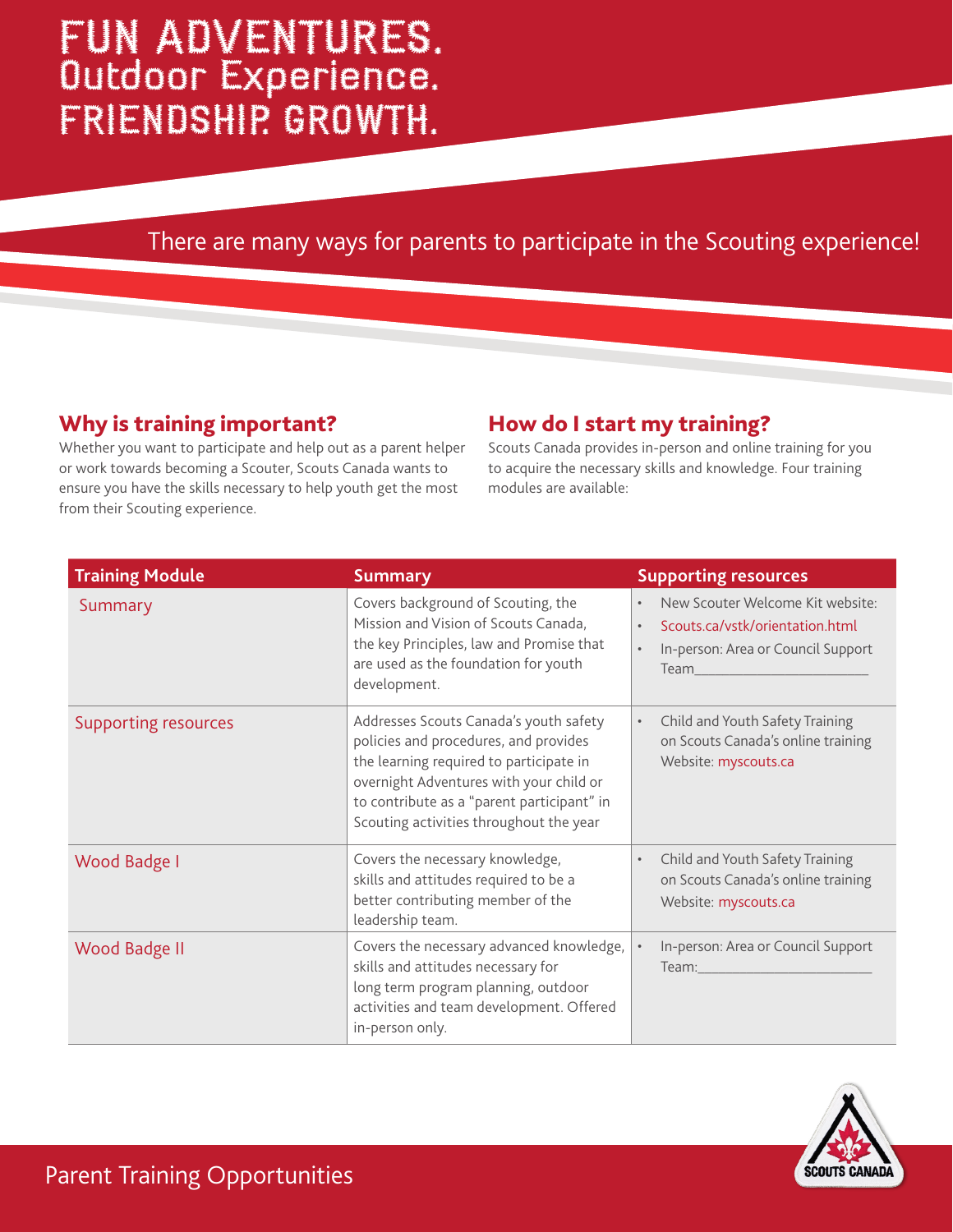# FUN ADVENTURES. Outdoor Experience. FRIENDSHIP. GROWTH.

There are many ways for parents to participate in the Scouting experience!

## Why is training important?

Whether you want to participate and help out as a parent helper or work towards becoming a Scouter, Scouts Canada wants to ensure you have the skills necessary to help youth get the most from their Scouting experience.

## How do I start my training?

Scouts Canada provides in-person and online training for you to acquire the necessary skills and knowledge. Four training modules are available:

| Training Module | Summary | Supporting resources |
| --- | --- | --- |
| Summary | Covers background of Scouting, the Mission and Vision of Scouts Canada, the key Principles, law and Promise that are used as the foundation for youth development. | • New Scouter Welcome Kit website: • Scouts.ca/vstk/orientation.html • In-person: Area or Council Support Team_______________________ |
| Supporting resources | Addresses Scouts Canada's youth safety policies and procedures, and provides the learning required to participate in overnight Adventures with your child or to contribute as a "parent participant" in Scouting activities throughout the year | • Child and Youth Safety Training on Scouts Canada's online training Website: myscouts.ca |
| Wood Badge I | Covers the necessary knowledge, skills and attitudes required to be a better contributing member of the leadership team. | • Child and Youth Safety Training on Scouts Canada's online training Website: myscouts.ca |
| Wood Badge II | Covers the necessary advanced knowledge, skills and attitudes necessary for long term program planning, outdoor activities and team development. Offered in-person only. | • In-person: Area or Council Support Team:_______________________ |

Parent Training Opportunities

SCOUTS CANADA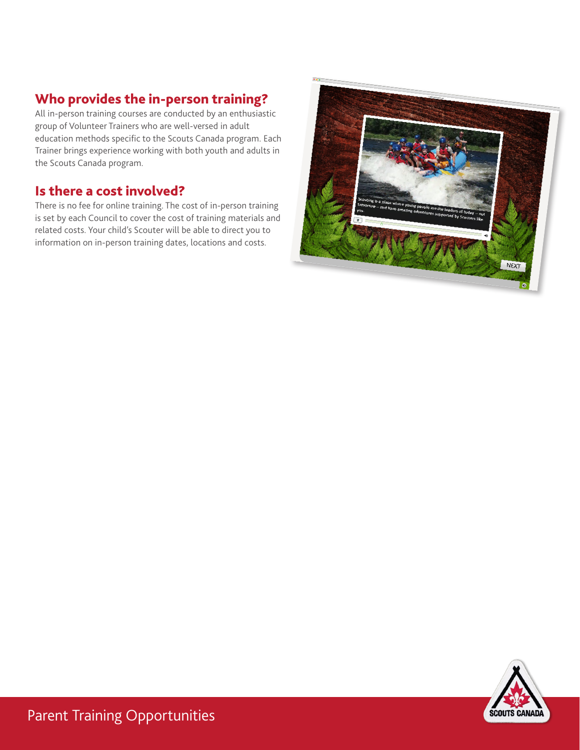## Who provides the in-person training?

All in-person training courses are conducted by an enthusiastic group of Volunteer Trainers who are well-versed in adult education methods specific to the Scouts Canada program. Each Trainer brings experience working with both youth and adults in the Scouts Canada program.

## Is there a cost involved?

There is no fee for online training. The cost of in-person training is set by each Council to cover the cost of training materials and related costs. Your child's Scouter will be able to direct you to information on in-person training dates, locations and costs.